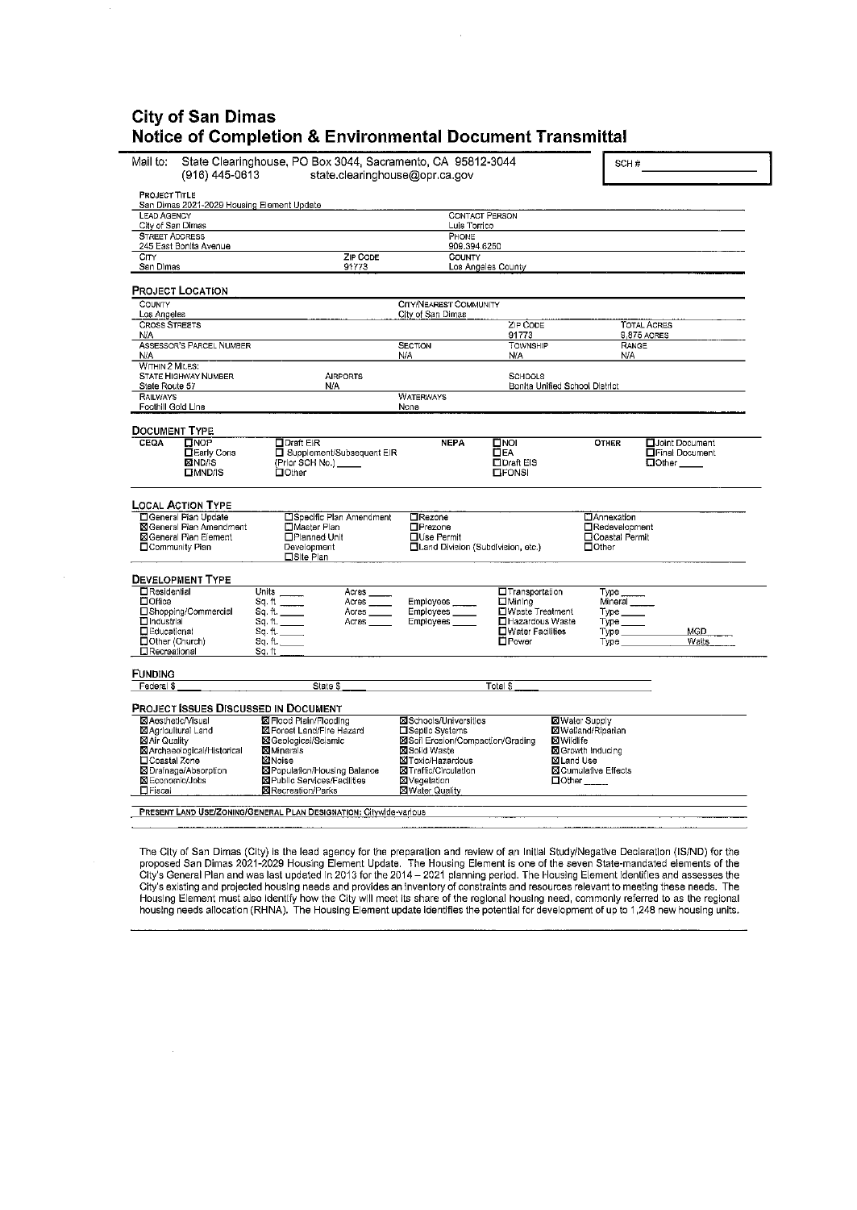# City of San Dimas
## Notice of Completion & Environmental Document Transmittal

Mail to: State Clearinghouse, PO Box 3044, Sacramento, CA 95812-3044
(916) 445-0613 state.clearinghouse@opr.ca.gov

SCH # ____________

**PROJECT TITLE**
San Dimas 2021-2029 Housing Element Update

| LEAD AGENCY | | CONTACT PERSON |
|---|---|---|
| City of San Dimas | | Luis Torrico |
| STREET ADDRESS | | PHONE |
| 245 East Bonita Avenue | | 909.394.6250 |
| CITY | ZIP CODE | COUNTY |
| San Dimas | 91773 | Los Angeles County |

### PROJECT LOCATION

| COUNTY | | CITY/NEAREST COMMUNITY | | |
|---|---|---|---|---|
| Los Angeles | | City of San Dimas | | |
| CROSS STREETS | | | ZIP CODE | TOTAL ACRES |
| N/A | | | 91773 | 9,875 ACRES |
| ASSESSOR'S PARCEL NUMBER | | SECTION | TOWNSHIP | RANGE |
| N/A | | N/A | N/A | N/A |

WITHIN 2 MILES:

| STATE HIGHWAY NUMBER | AIRPORTS | | SCHOOLS |
|---|---|---|---|
| State Route 57 | N/A | | Bonita Unified School District |
| RAILWAYS | | WATERWAYS | |
| Foothill Gold Line | | None | |

### DOCUMENT TYPE

**CEQA**
- ☐ NOP
- ☐ Early Cons
- ☒ ND/IS
- ☐ MND/IS
- ☐ Draft EIR
- ☐ Supplement/Subsequent EIR (Prior SCH No.) _____
- ☐ Other

**NEPA**
- ☐ NOI
- ☐ EA
- ☐ Draft EIS
- ☐ FONSI

**OTHER**
- ☐ Joint Document
- ☐ Final Document
- ☐ Other _____

### LOCAL ACTION TYPE

- ☐ General Plan Update
- ☒ General Plan Amendment
- ☒ General Plan Element
- ☐ Community Plan
- ☐ Specific Plan Amendment
- ☐ Master Plan
- ☐ Planned Unit Development
- ☐ Site Plan
- ☐ Rezone
- ☐ Prezone
- ☐ Use Permit
- ☐ Land Division (Subdivision, etc.)
- ☐ Annexation
- ☐ Redevelopment
- ☐ Coastal Permit
- ☐ Other

### DEVELOPMENT TYPE

- ☐ Residential Units _____ Acres _____
- ☐ Office Sq. ft. _____ Acres _____ Employees _____
- ☐ Shopping/Commercial Sq. ft. _____ Acres _____ Employees _____
- ☐ Industrial Sq. ft. _____ Acres _____ Employees _____
- ☐ Educational Sq. ft. _____
- ☐ Other (Church) Sq. ft. _____
- ☐ Recreational Sq. ft. _____
- ☐ Transportation Type _____
- ☐ Mining Mineral _____
- ☐ Waste Treatment Type _____
- ☐ Hazardous Waste Type _____
- ☐ Water Facilities Type _____ MGD _____
- ☐ Power Type _____ Watts _____

### FUNDING

Federal $ _____ State $ _____ Total $ _____

### PROJECT ISSUES DISCUSSED IN DOCUMENT

- ☒ Aesthetic/Visual
- ☒ Agricultural Land
- ☒ Air Quality
- ☒ Archaeological/Historical
- ☐ Coastal Zone
- ☒ Drainage/Absorption
- ☒ Economic/Jobs
- ☐ Fiscal
- ☒ Flood Plain/Flooding
- ☒ Forest Land/Fire Hazard
- ☒ Geological/Seismic
- ☒ Minerals
- ☒ Noise
- ☒ Population/Housing Balance
- ☒ Public Services/Facilities
- ☒ Recreation/Parks
- ☒ Schools/Universities
- ☐ Septic Systems
- ☒ Soil Erosion/Compaction/Grading
- ☒ Solid Waste
- ☒ Toxic/Hazardous
- ☒ Traffic/Circulation
- ☒ Vegetation
- ☒ Water Quality
- ☒ Water Supply
- ☒ Wetland/Riparian
- ☒ Wildlife
- ☒ Growth Inducing
- ☒ Land Use
- ☒ Cumulative Effects
- ☐ Other _____

**PRESENT LAND USE/ZONING/GENERAL PLAN DESIGNATION:** Citywide-various

The City of San Dimas (City) is the lead agency for the preparation and review of an Initial Study/Negative Declaration (IS/ND) for the proposed San Dimas 2021-2029 Housing Element Update. The Housing Element is one of the seven State-mandated elements of the City's General Plan and was last updated in 2013 for the 2014 – 2021 planning period. The Housing Element identifies and assesses the City's existing and projected housing needs and provides an inventory of constraints and resources relevant to meeting these needs. The Housing Element must also identify how the City will meet its share of the regional housing need, commonly referred to as the regional housing needs allocation (RHNA). The Housing Element update identifies the potential for development of up to 1,248 new housing units.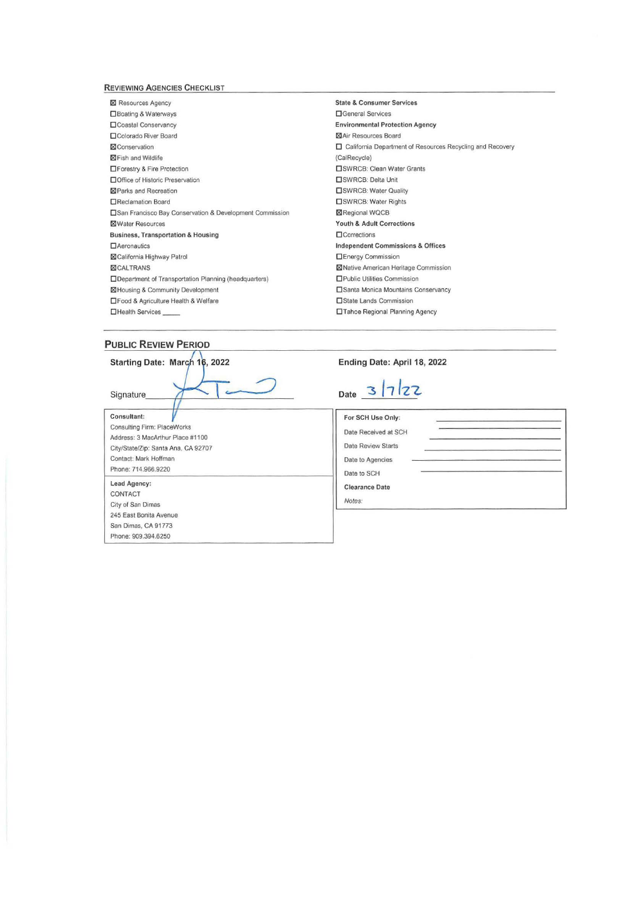## Reviewing Agencies Checklist

- ☒ Resources Agency
- ☐ Boating & Waterways
- ☐ Coastal Conservancy
- ☐ Colorado River Board
- ☒ Conservation
- ☒ Fish and Wildlife
- ☐ Forestry & Fire Protection
- ☐ Office of Historic Preservation
- ☒ Parks and Recreation
- ☐ Reclamation Board
- ☐ San Francisco Bay Conservation & Development Commission
- ☒ Water Resources

**Business, Transportation & Housing**

- ☐ Aeronautics
- ☒ California Highway Patrol
- ☒ CALTRANS
- ☐ Department of Transportation Planning (headquarters)
- ☒ Housing & Community Development
- ☐ Food & Agriculture Health & Welfare
- ☐ Health Services _____

**State & Consumer Services**

- ☐ General Services

**Environmental Protection Agency**

- ☒ Air Resources Board
- ☐ California Department of Resources Recycling and Recovery (CalRecycle)
- ☐ SWRCB: Clean Water Grants
- ☐ SWRCB: Delta Unit
- ☐ SWRCB: Water Quality
- ☐ SWRCB: Water Rights
- ☒ Regional WQCB

**Youth & Adult Corrections**

- ☐ Corrections

**Independent Commissions & Offices**

- ☐ Energy Commission
- ☒ Native American Heritage Commission
- ☐ Public Utilities Commission
- ☐ Santa Monica Mountains Conservancy
- ☐ State Lands Commission
- ☐ Tahoe Regional Planning Agency

## Public Review Period

**Starting Date: March 16, 2022**

**Ending Date: April 18, 2022**

Signature ______ (signed)

Date 3/7/22

**Consultant:**
Consulting Firm: PlaceWorks
Address: 3 MacArthur Place #1100
City/State/Zip: Santa Ana, CA 92707
Contact: Mark Hoffman
Phone: 714.966.9220

**Lead Agency:**
CONTACT
City of San Dimas
245 East Bonita Avenue
San Dimas, CA 91773
Phone: 909.394.6250

**For SCH Use Only:**

Date Received at SCH ______

Date Review Starts ______

Date to Agencies ______

Date to SCH ______

**Clearance Date**

*Notes:*